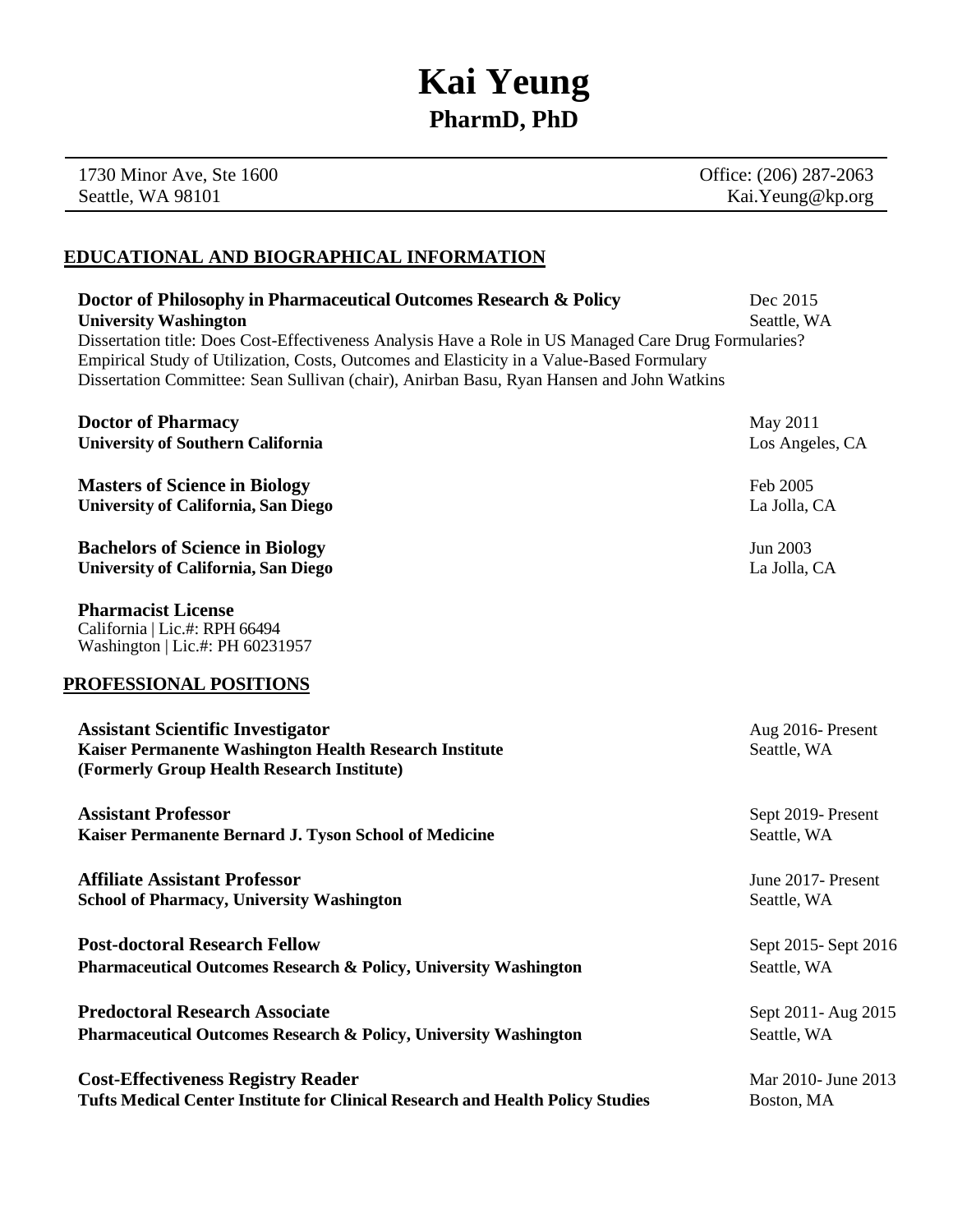# Kai Yeung
## PharmD, PhD

1730 Minor Ave, Ste 1600
Seattle, WA 98101

Office: (206) 287-2063
Kai.Yeung@kp.org

## EDUCATIONAL AND BIOGRAPHICAL INFORMATION

**Doctor of Philosophy in Pharmaceutical Outcomes Research & Policy** — Dec 2015
**University Washington** — Seattle, WA
Dissertation title: Does Cost-Effectiveness Analysis Have a Role in US Managed Care Drug Formularies? Empirical Study of Utilization, Costs, Outcomes and Elasticity in a Value-Based Formulary
Dissertation Committee: Sean Sullivan (chair), Anirban Basu, Ryan Hansen and John Watkins

**Doctor of Pharmacy** — May 2011
**University of Southern California** — Los Angeles, CA

**Masters of Science in Biology** — Feb 2005
**University of California, San Diego** — La Jolla, CA

**Bachelors of Science in Biology** — Jun 2003
**University of California, San Diego** — La Jolla, CA

**Pharmacist License**
California | Lic.#: RPH 66494
Washington | Lic.#: PH 60231957

## PROFESSIONAL POSITIONS

**Assistant Scientific Investigator** — Aug 2016- Present
**Kaiser Permanente Washington Health Research Institute** — Seattle, WA
**(Formerly Group Health Research Institute)**

**Assistant Professor** — Sept 2019- Present
**Kaiser Permanente Bernard J. Tyson School of Medicine** — Seattle, WA

**Affiliate Assistant Professor** — June 2017- Present
**School of Pharmacy, University Washington** — Seattle, WA

**Post-doctoral Research Fellow** — Sept 2015- Sept 2016
**Pharmaceutical Outcomes Research & Policy, University Washington** — Seattle, WA

**Predoctoral Research Associate** — Sept 2011- Aug 2015
**Pharmaceutical Outcomes Research & Policy, University Washington** — Seattle, WA

**Cost-Effectiveness Registry Reader** — Mar 2010- June 2013
**Tufts Medical Center Institute for Clinical Research and Health Policy Studies** — Boston, MA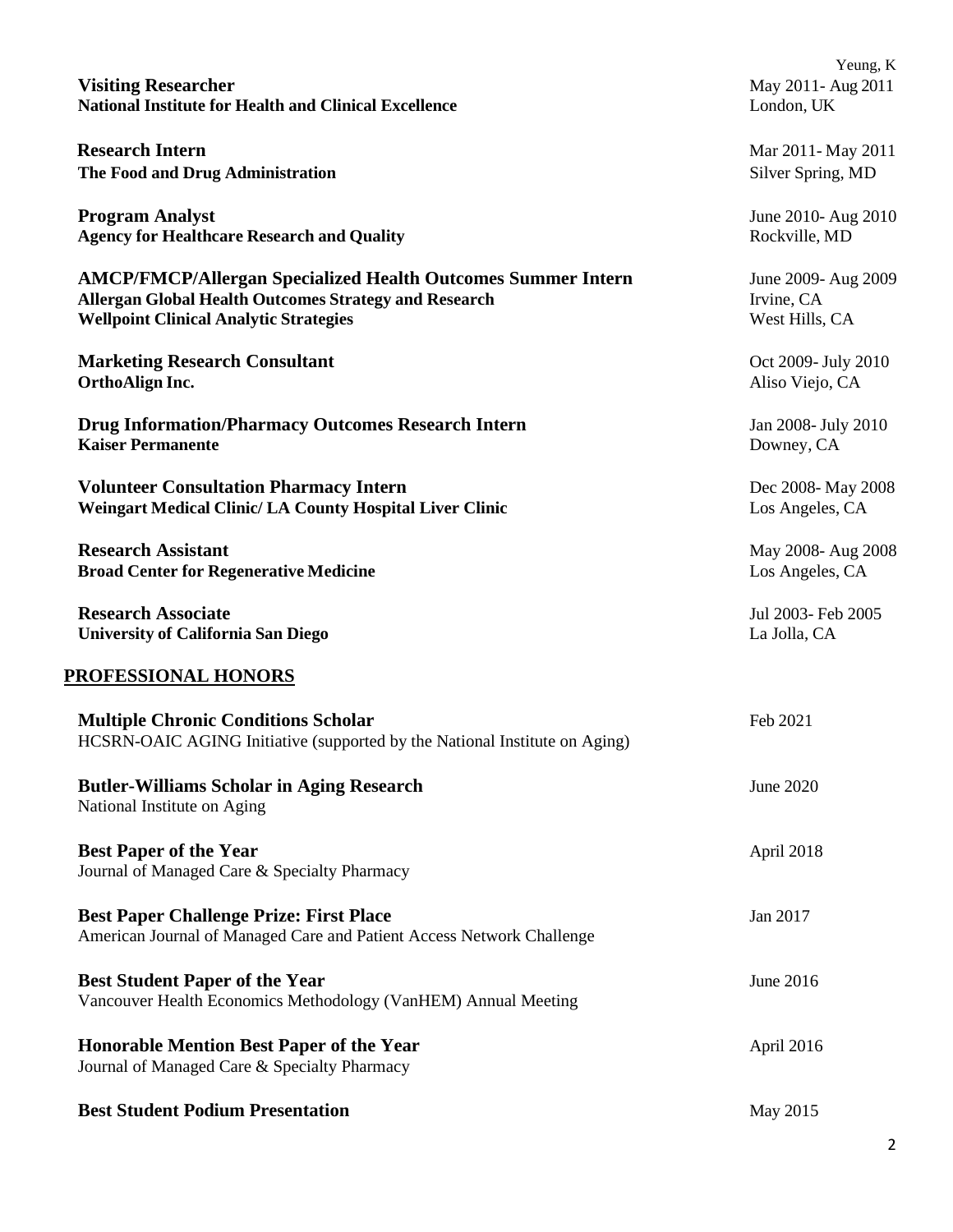**Visiting Researcher** May 2011- Aug 2011
**National Institute for Health and Clinical Excellence** London, UK

**Research Intern** Mar 2011- May 2011
**The Food and Drug Administration** Silver Spring, MD

**Program Analyst** June 2010- Aug 2010
**Agency for Healthcare Research and Quality** Rockville, MD

**AMCP/FMCP/Allergan Specialized Health Outcomes Summer Intern** June 2009- Aug 2009
**Allergan Global Health Outcomes Strategy and Research** Irvine, CA
**Wellpoint Clinical Analytic Strategies** West Hills, CA

**Marketing Research Consultant** Oct 2009- July 2010
**OrthoAlign Inc.** Aliso Viejo, CA

**Drug Information/Pharmacy Outcomes Research Intern** Jan 2008- July 2010
**Kaiser Permanente** Downey, CA

**Volunteer Consultation Pharmacy Intern** Dec 2008- May 2008
**Weingart Medical Clinic/ LA County Hospital Liver Clinic** Los Angeles, CA

**Research Assistant** May 2008- Aug 2008
**Broad Center for Regenerative Medicine** Los Angeles, CA

**Research Associate** Jul 2003- Feb 2005
**University of California San Diego** La Jolla, CA

## PROFESSIONAL HONORS

**Multiple Chronic Conditions Scholar** Feb 2021
HCSRN-OAIC AGING Initiative (supported by the National Institute on Aging)

**Butler-Williams Scholar in Aging Research** June 2020
National Institute on Aging

**Best Paper of the Year** April 2018
Journal of Managed Care & Specialty Pharmacy

**Best Paper Challenge Prize: First Place** Jan 2017
American Journal of Managed Care and Patient Access Network Challenge

**Best Student Paper of the Year** June 2016
Vancouver Health Economics Methodology (VanHEM) Annual Meeting

**Honorable Mention Best Paper of the Year** April 2016
Journal of Managed Care & Specialty Pharmacy

**Best Student Podium Presentation** May 2015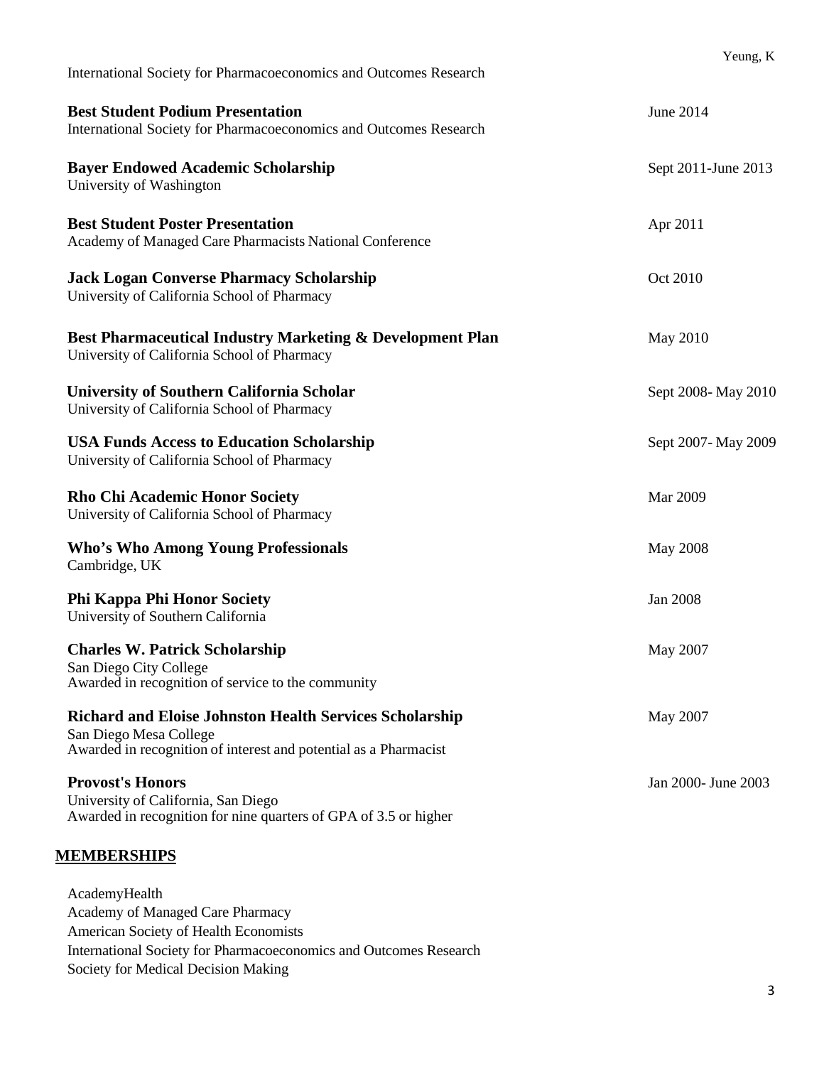International Society for Pharmacoeconomics and Outcomes Research

**Best Student Podium Presentation** June 2014
International Society for Pharmacoeconomics and Outcomes Research

**Bayer Endowed Academic Scholarship** Sept 2011-June 2013
University of Washington

**Best Student Poster Presentation** Apr 2011
Academy of Managed Care Pharmacists National Conference

**Jack Logan Converse Pharmacy Scholarship** Oct 2010
University of California School of Pharmacy

**Best Pharmaceutical Industry Marketing & Development Plan** May 2010
University of California School of Pharmacy

**University of Southern California Scholar** Sept 2008- May 2010
University of California School of Pharmacy

**USA Funds Access to Education Scholarship** Sept 2007- May 2009
University of California School of Pharmacy

**Rho Chi Academic Honor Society** Mar 2009
University of California School of Pharmacy

**Who's Who Among Young Professionals** May 2008
Cambridge, UK

**Phi Kappa Phi Honor Society** Jan 2008
University of Southern California

**Charles W. Patrick Scholarship** May 2007
San Diego City College
Awarded in recognition of service to the community

**Richard and Eloise Johnston Health Services Scholarship** May 2007
San Diego Mesa College
Awarded in recognition of interest and potential as a Pharmacist

**Provost's Honors** Jan 2000- June 2003
University of California, San Diego
Awarded in recognition for nine quarters of GPA of 3.5 or higher

## MEMBERSHIPS

AcademyHealth
Academy of Managed Care Pharmacy
American Society of Health Economists
International Society for Pharmacoeconomics and Outcomes Research
Society for Medical Decision Making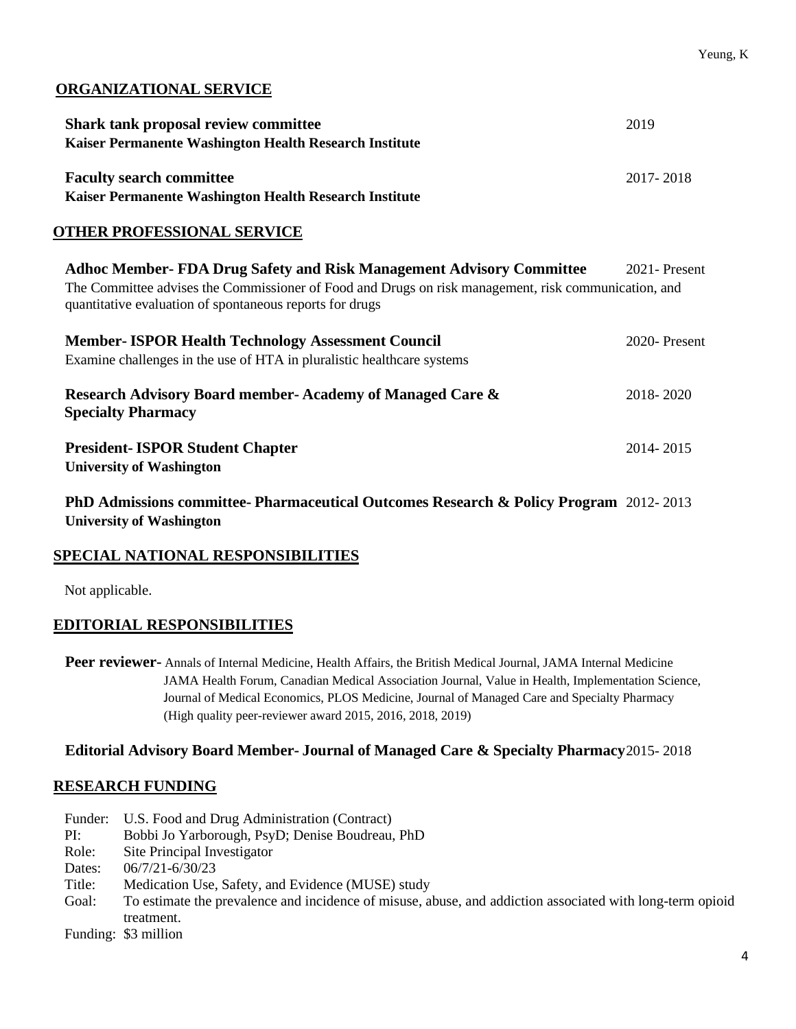## ORGANIZATIONAL SERVICE

**Shark tank proposal review committee** 2019
**Kaiser Permanente Washington Health Research Institute**

**Faculty search committee** 2017- 2018
**Kaiser Permanente Washington Health Research Institute**

## OTHER PROFESSIONAL SERVICE

**Adhoc Member- FDA Drug Safety and Risk Management Advisory Committee** 2021- Present
The Committee advises the Commissioner of Food and Drugs on risk management, risk communication, and quantitative evaluation of spontaneous reports for drugs

**Member- ISPOR Health Technology Assessment Council** 2020- Present
Examine challenges in the use of HTA in pluralistic healthcare systems

**Research Advisory Board member- Academy of Managed Care & Specialty Pharmacy** 2018- 2020

**President- ISPOR Student Chapter** 2014- 2015
**University of Washington**

**PhD Admissions committee- Pharmaceutical Outcomes Research & Policy Program** 2012- 2013
**University of Washington**

## SPECIAL NATIONAL RESPONSIBILITIES

Not applicable.

## EDITORIAL RESPONSIBILITIES

**Peer reviewer-** Annals of Internal Medicine, Health Affairs, the British Medical Journal, JAMA Internal Medicine JAMA Health Forum, Canadian Medical Association Journal, Value in Health, Implementation Science, Journal of Medical Economics, PLOS Medicine, Journal of Managed Care and Specialty Pharmacy (High quality peer-reviewer award 2015, 2016, 2018, 2019)

**Editorial Advisory Board Member- Journal of Managed Care & Specialty Pharmacy** 2015- 2018

## RESEARCH FUNDING

Funder: U.S. Food and Drug Administration (Contract)
PI: Bobbi Jo Yarborough, PsyD; Denise Boudreau, PhD
Role: Site Principal Investigator
Dates: 06/7/21-6/30/23
Title: Medication Use, Safety, and Evidence (MUSE) study
Goal: To estimate the prevalence and incidence of misuse, abuse, and addiction associated with long-term opioid treatment.
Funding: $3 million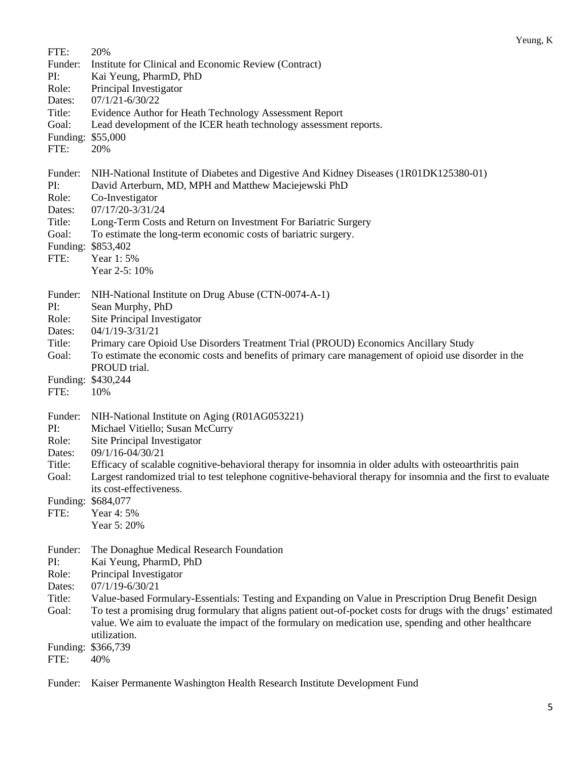FTE: 20%

Funder: Institute for Clinical and Economic Review (Contract)
PI: Kai Yeung, PharmD, PhD
Role: Principal Investigator
Dates: 07/1/21-6/30/22
Title: Evidence Author for Heath Technology Assessment Report
Goal: Lead development of the ICER heath technology assessment reports.
Funding: $55,000
FTE: 20%

Funder: NIH-National Institute of Diabetes and Digestive And Kidney Diseases (1R01DK125380-01)
PI: David Arterburn, MD, MPH and Matthew Maciejewski PhD
Role: Co-Investigator
Dates: 07/17/20-3/31/24
Title: Long-Term Costs and Return on Investment For Bariatric Surgery
Goal: To estimate the long-term economic costs of bariatric surgery.
Funding: $853,402
FTE: Year 1: 5%
Year 2-5: 10%

Funder: NIH-National Institute on Drug Abuse (CTN-0074-A-1)
PI: Sean Murphy, PhD
Role: Site Principal Investigator
Dates: 04/1/19-3/31/21
Title: Primary care Opioid Use Disorders Treatment Trial (PROUD) Economics Ancillary Study
Goal: To estimate the economic costs and benefits of primary care management of opioid use disorder in the PROUD trial.
Funding: $430,244
FTE: 10%

Funder: NIH-National Institute on Aging (R01AG053221)
PI: Michael Vitiello; Susan McCurry
Role: Site Principal Investigator
Dates: 09/1/16-04/30/21
Title: Efficacy of scalable cognitive-behavioral therapy for insomnia in older adults with osteoarthritis pain
Goal: Largest randomized trial to test telephone cognitive-behavioral therapy for insomnia and the first to evaluate its cost-effectiveness.
Funding: $684,077
FTE: Year 4: 5%
Year 5: 20%

Funder: The Donaghue Medical Research Foundation
PI: Kai Yeung, PharmD, PhD
Role: Principal Investigator
Dates: 07/1/19-6/30/21
Title: Value-based Formulary-Essentials: Testing and Expanding on Value in Prescription Drug Benefit Design
Goal: To test a promising drug formulary that aligns patient out-of-pocket costs for drugs with the drugs' estimated value. We aim to evaluate the impact of the formulary on medication use, spending and other healthcare utilization.
Funding: $366,739
FTE: 40%

Funder: Kaiser Permanente Washington Health Research Institute Development Fund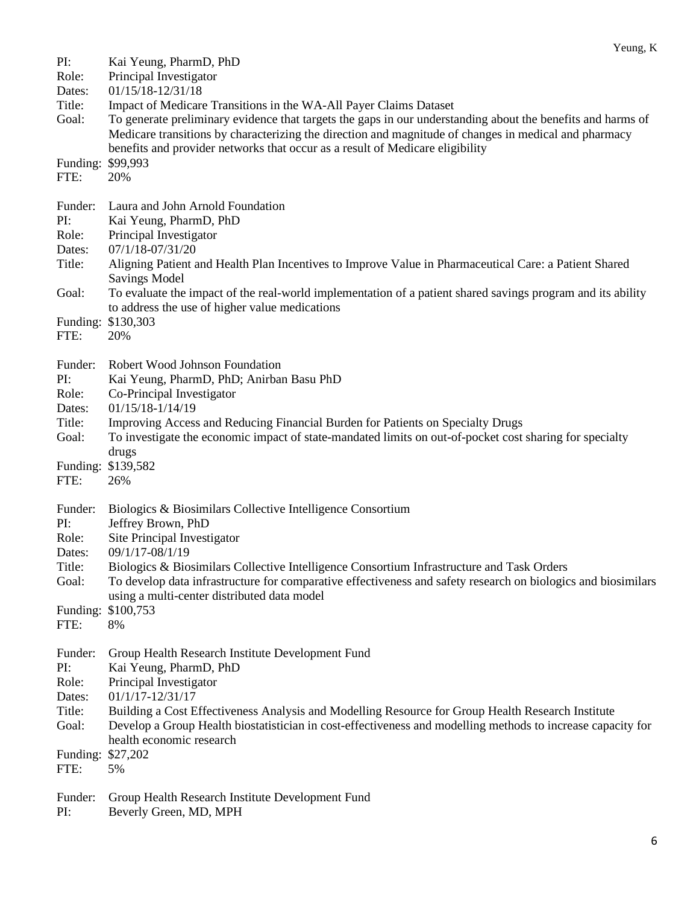PI: Kai Yeung, PharmD, PhD
Role: Principal Investigator
Dates: 01/15/18-12/31/18
Title: Impact of Medicare Transitions in the WA-All Payer Claims Dataset
Goal: To generate preliminary evidence that targets the gaps in our understanding about the benefits and harms of Medicare transitions by characterizing the direction and magnitude of changes in medical and pharmacy benefits and provider networks that occur as a result of Medicare eligibility
Funding: $99,993
FTE: 20%

Funder: Laura and John Arnold Foundation
PI: Kai Yeung, PharmD, PhD
Role: Principal Investigator
Dates: 07/1/18-07/31/20
Title: Aligning Patient and Health Plan Incentives to Improve Value in Pharmaceutical Care: a Patient Shared Savings Model
Goal: To evaluate the impact of the real-world implementation of a patient shared savings program and its ability to address the use of higher value medications
Funding: $130,303
FTE: 20%

Funder: Robert Wood Johnson Foundation
PI: Kai Yeung, PharmD, PhD; Anirban Basu PhD
Role: Co-Principal Investigator
Dates: 01/15/18-1/14/19
Title: Improving Access and Reducing Financial Burden for Patients on Specialty Drugs
Goal: To investigate the economic impact of state-mandated limits on out-of-pocket cost sharing for specialty drugs
Funding: $139,582
FTE: 26%

Funder: Biologics & Biosimilars Collective Intelligence Consortium
PI: Jeffrey Brown, PhD
Role: Site Principal Investigator
Dates: 09/1/17-08/1/19
Title: Biologics & Biosimilars Collective Intelligence Consortium Infrastructure and Task Orders
Goal: To develop data infrastructure for comparative effectiveness and safety research on biologics and biosimilars using a multi-center distributed data model
Funding: $100,753
FTE: 8%

Funder: Group Health Research Institute Development Fund
PI: Kai Yeung, PharmD, PhD
Role: Principal Investigator
Dates: 01/1/17-12/31/17
Title: Building a Cost Effectiveness Analysis and Modelling Resource for Group Health Research Institute
Goal: Develop a Group Health biostatistician in cost-effectiveness and modelling methods to increase capacity for health economic research
Funding: $27,202
FTE: 5%

Funder: Group Health Research Institute Development Fund
PI: Beverly Green, MD, MPH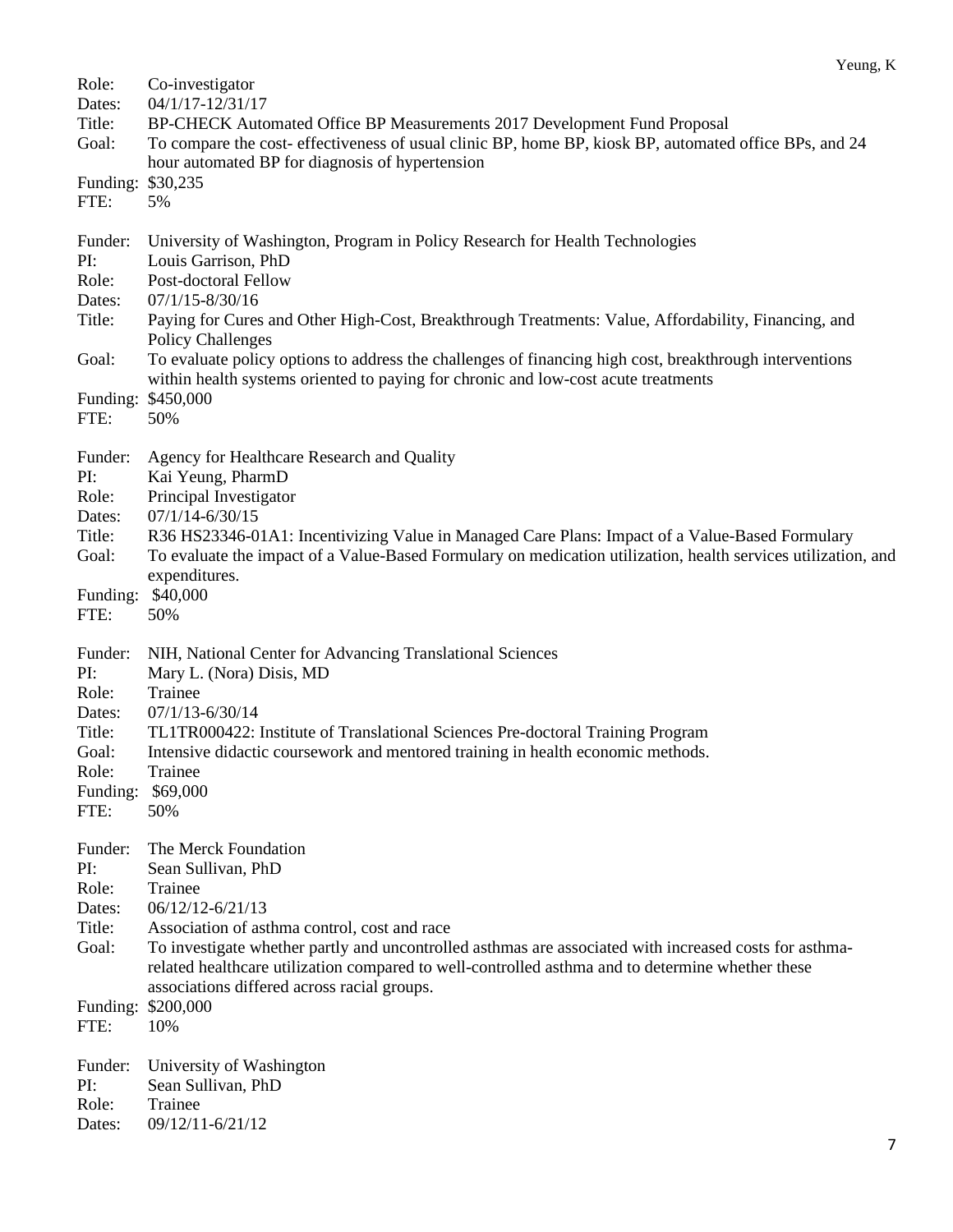Role: Co-investigator
Dates: 04/1/17-12/31/17
Title: BP-CHECK Automated Office BP Measurements 2017 Development Fund Proposal
Goal: To compare the cost- effectiveness of usual clinic BP, home BP, kiosk BP, automated office BPs, and 24 hour automated BP for diagnosis of hypertension
Funding: $30,235
FTE: 5%

Funder: University of Washington, Program in Policy Research for Health Technologies
PI: Louis Garrison, PhD
Role: Post-doctoral Fellow
Dates: 07/1/15-8/30/16
Title: Paying for Cures and Other High-Cost, Breakthrough Treatments: Value, Affordability, Financing, and Policy Challenges
Goal: To evaluate policy options to address the challenges of financing high cost, breakthrough interventions within health systems oriented to paying for chronic and low-cost acute treatments
Funding: $450,000
FTE: 50%

Funder: Agency for Healthcare Research and Quality
PI: Kai Yeung, PharmD
Role: Principal Investigator
Dates: 07/1/14-6/30/15
Title: R36 HS23346-01A1: Incentivizing Value in Managed Care Plans: Impact of a Value-Based Formulary
Goal: To evaluate the impact of a Value-Based Formulary on medication utilization, health services utilization, and expenditures.
Funding: $40,000
FTE: 50%

Funder: NIH, National Center for Advancing Translational Sciences
PI: Mary L. (Nora) Disis, MD
Role: Trainee
Dates: 07/1/13-6/30/14
Title: TL1TR000422: Institute of Translational Sciences Pre-doctoral Training Program
Goal: Intensive didactic coursework and mentored training in health economic methods.
Role: Trainee
Funding: $69,000
FTE: 50%

Funder: The Merck Foundation
PI: Sean Sullivan, PhD
Role: Trainee
Dates: 06/12/12-6/21/13
Title: Association of asthma control, cost and race
Goal: To investigate whether partly and uncontrolled asthmas are associated with increased costs for asthma-related healthcare utilization compared to well-controlled asthma and to determine whether these associations differed across racial groups.
Funding: $200,000
FTE: 10%

Funder: University of Washington
PI: Sean Sullivan, PhD
Role: Trainee
Dates: 09/12/11-6/21/12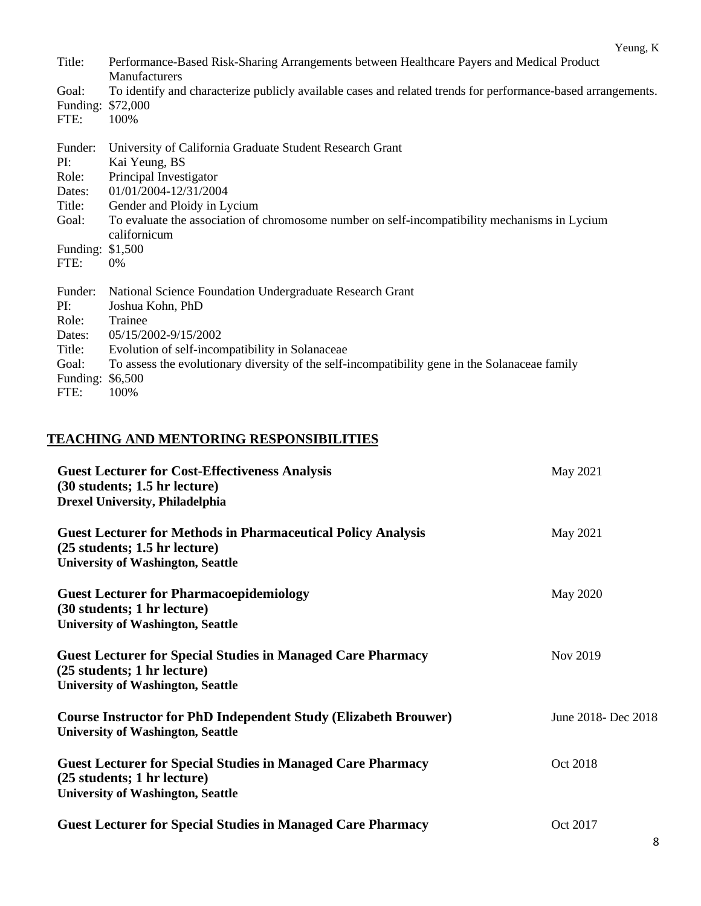Title: Performance-Based Risk-Sharing Arrangements between Healthcare Payers and Medical Product Manufacturers
Goal: To identify and characterize publicly available cases and related trends for performance-based arrangements.
Funding: $72,000
FTE: 100%

Funder: University of California Graduate Student Research Grant
PI: Kai Yeung, BS
Role: Principal Investigator
Dates: 01/01/2004-12/31/2004
Title: Gender and Ploidy in Lycium
Goal: To evaluate the association of chromosome number on self-incompatibility mechanisms in Lycium californicum
Funding: $1,500
FTE: 0%

Funder: National Science Foundation Undergraduate Research Grant
PI: Joshua Kohn, PhD
Role: Trainee
Dates: 05/15/2002-9/15/2002
Title: Evolution of self-incompatibility in Solanaceae
Goal: To assess the evolutionary diversity of the self-incompatibility gene in the Solanaceae family
Funding: $6,500
FTE: 100%

## TEACHING AND MENTORING RESPONSIBILITIES

**Guest Lecturer for Cost-Effectiveness Analysis** — May 2021
**(30 students; 1.5 hr lecture)**
**Drexel University, Philadelphia**

**Guest Lecturer for Methods in Pharmaceutical Policy Analysis** — May 2021
**(25 students; 1.5 hr lecture)**
**University of Washington, Seattle**

**Guest Lecturer for Pharmacoepidemiology** — May 2020
**(30 students; 1 hr lecture)**
**University of Washington, Seattle**

**Guest Lecturer for Special Studies in Managed Care Pharmacy** — Nov 2019
**(25 students; 1 hr lecture)**
**University of Washington, Seattle**

**Course Instructor for PhD Independent Study (Elizabeth Brouwer)** — June 2018- Dec 2018
**University of Washington, Seattle**

**Guest Lecturer for Special Studies in Managed Care Pharmacy** — Oct 2018
**(25 students; 1 hr lecture)**
**University of Washington, Seattle**

**Guest Lecturer for Special Studies in Managed Care Pharmacy** — Oct 2017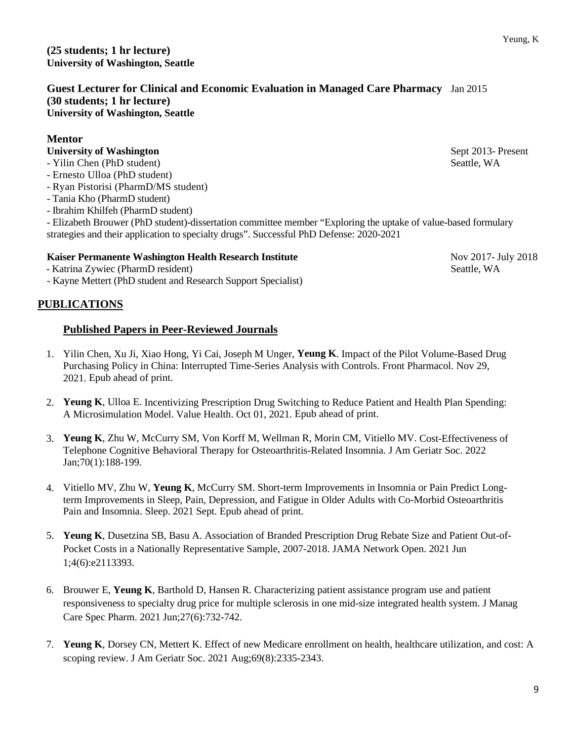**(25 students; 1 hr lecture)**
**University of Washington, Seattle**

**Guest Lecturer for Clinical and Economic Evaluation in Managed Care Pharmacy** Jan 2015
**(30 students; 1 hr lecture)**
**University of Washington, Seattle**

**Mentor**

**University of Washington** Sept 2013- Present
Seattle, WA

- Yilin Chen (PhD student)
- Ernesto Ulloa (PhD student)
- Ryan Pistorisi (PharmD/MS student)
- Tania Kho (PharmD student)
- Ibrahim Khilfeh (PharmD student)
- Elizabeth Brouwer (PhD student)-dissertation committee member "Exploring the uptake of value-based formulary strategies and their application to specialty drugs". Successful PhD Defense: 2020-2021

**Kaiser Permanente Washington Health Research Institute** Nov 2017- July 2018
Seattle, WA

- Katrina Zywiec (PharmD resident)
- Kayne Mettert (PhD student and Research Support Specialist)

## PUBLICATIONS

### Published Papers in Peer-Reviewed Journals

1. Yilin Chen, Xu Ji, Xiao Hong, Yi Cai, Joseph M Unger, **Yeung K**. Impact of the Pilot Volume-Based Drug Purchasing Policy in China: Interrupted Time-Series Analysis with Controls. Front Pharmacol. Nov 29, 2021. Epub ahead of print.

2. **Yeung K**, Ulloa E. Incentivizing Prescription Drug Switching to Reduce Patient and Health Plan Spending: A Microsimulation Model. Value Health. Oct 01, 2021. Epub ahead of print.

3. **Yeung K**, Zhu W, McCurry SM, Von Korff M, Wellman R, Morin CM, Vitiello MV. Cost-Effectiveness of Telephone Cognitive Behavioral Therapy for Osteoarthritis-Related Insomnia. J Am Geriatr Soc. 2022 Jan;70(1):188-199.

4. Vitiello MV, Zhu W, **Yeung K**, McCurry SM. Short-term Improvements in Insomnia or Pain Predict Long-term Improvements in Sleep, Pain, Depression, and Fatigue in Older Adults with Co-Morbid Osteoarthritis Pain and Insomnia. Sleep. 2021 Sept. Epub ahead of print.

5. **Yeung K**, Dusetzina SB, Basu A. Association of Branded Prescription Drug Rebate Size and Patient Out-of-Pocket Costs in a Nationally Representative Sample, 2007-2018. JAMA Network Open. 2021 Jun 1;4(6):e2113393.

6. Brouwer E, **Yeung K**, Barthold D, Hansen R. Characterizing patient assistance program use and patient responsiveness to specialty drug price for multiple sclerosis in one mid-size integrated health system. J Manag Care Spec Pharm. 2021 Jun;27(6):732-742.

7. **Yeung K**, Dorsey CN, Mettert K. Effect of new Medicare enrollment on health, healthcare utilization, and cost: A scoping review. J Am Geriatr Soc. 2021 Aug;69(8):2335-2343.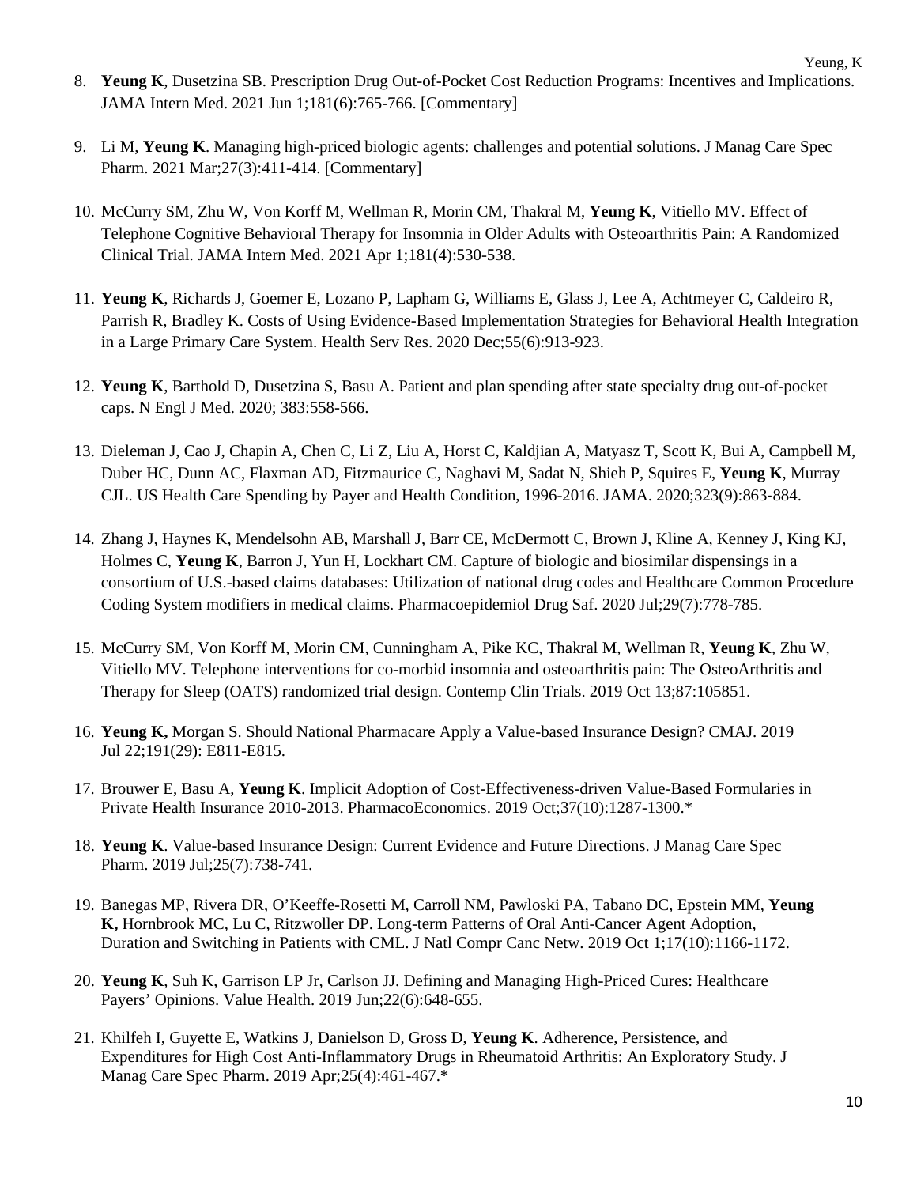8. **Yeung K**, Dusetzina SB. Prescription Drug Out-of-Pocket Cost Reduction Programs: Incentives and Implications. JAMA Intern Med. 2021 Jun 1;181(6):765-766. [Commentary]

9. Li M, **Yeung K**. Managing high-priced biologic agents: challenges and potential solutions. J Manag Care Spec Pharm. 2021 Mar;27(3):411-414. [Commentary]

10. McCurry SM, Zhu W, Von Korff M, Wellman R, Morin CM, Thakral M, **Yeung K**, Vitiello MV. Effect of Telephone Cognitive Behavioral Therapy for Insomnia in Older Adults with Osteoarthritis Pain: A Randomized Clinical Trial. JAMA Intern Med. 2021 Apr 1;181(4):530-538.

11. **Yeung K**, Richards J, Goemer E, Lozano P, Lapham G, Williams E, Glass J, Lee A, Achtmeyer C, Caldeiro R, Parrish R, Bradley K. Costs of Using Evidence-Based Implementation Strategies for Behavioral Health Integration in a Large Primary Care System. Health Serv Res. 2020 Dec;55(6):913-923.

12. **Yeung K**, Barthold D, Dusetzina S, Basu A. Patient and plan spending after state specialty drug out-of-pocket caps. N Engl J Med. 2020; 383:558-566.

13. Dieleman J, Cao J, Chapin A, Chen C, Li Z, Liu A, Horst C, Kaldjian A, Matyasz T, Scott K, Bui A, Campbell M, Duber HC, Dunn AC, Flaxman AD, Fitzmaurice C, Naghavi M, Sadat N, Shieh P, Squires E, **Yeung K**, Murray CJL. US Health Care Spending by Payer and Health Condition, 1996-2016. JAMA. 2020;323(9):863-884.

14. Zhang J, Haynes K, Mendelsohn AB, Marshall J, Barr CE, McDermott C, Brown J, Kline A, Kenney J, King KJ, Holmes C, **Yeung K**, Barron J, Yun H, Lockhart CM. Capture of biologic and biosimilar dispensings in a consortium of U.S.-based claims databases: Utilization of national drug codes and Healthcare Common Procedure Coding System modifiers in medical claims. Pharmacoepidemiol Drug Saf. 2020 Jul;29(7):778-785.

15. McCurry SM, Von Korff M, Morin CM, Cunningham A, Pike KC, Thakral M, Wellman R, **Yeung K**, Zhu W, Vitiello MV. Telephone interventions for co-morbid insomnia and osteoarthritis pain: The OsteoArthritis and Therapy for Sleep (OATS) randomized trial design. Contemp Clin Trials. 2019 Oct 13;87:105851.

16. **Yeung K,** Morgan S. Should National Pharmacare Apply a Value-based Insurance Design? CMAJ. 2019 Jul 22;191(29): E811-E815.

17. Brouwer E, Basu A, **Yeung K**. Implicit Adoption of Cost-Effectiveness-driven Value-Based Formularies in Private Health Insurance 2010-2013. PharmacoEconomics. 2019 Oct;37(10):1287-1300.*

18. **Yeung K**. Value-based Insurance Design: Current Evidence and Future Directions. J Manag Care Spec Pharm. 2019 Jul;25(7):738-741.

19. Banegas MP, Rivera DR, O'Keeffe-Rosetti M, Carroll NM, Pawloski PA, Tabano DC, Epstein MM, **Yeung K,** Hornbrook MC, Lu C, Ritzwoller DP. Long-term Patterns of Oral Anti-Cancer Agent Adoption, Duration and Switching in Patients with CML. J Natl Compr Canc Netw. 2019 Oct 1;17(10):1166-1172.

20. **Yeung K**, Suh K, Garrison LP Jr, Carlson JJ. Defining and Managing High-Priced Cures: Healthcare Payers' Opinions. Value Health. 2019 Jun;22(6):648-655.

21. Khilfeh I, Guyette E, Watkins J, Danielson D, Gross D, **Yeung K**. Adherence, Persistence, and Expenditures for High Cost Anti-Inflammatory Drugs in Rheumatoid Arthritis: An Exploratory Study. J Manag Care Spec Pharm. 2019 Apr;25(4):461-467.*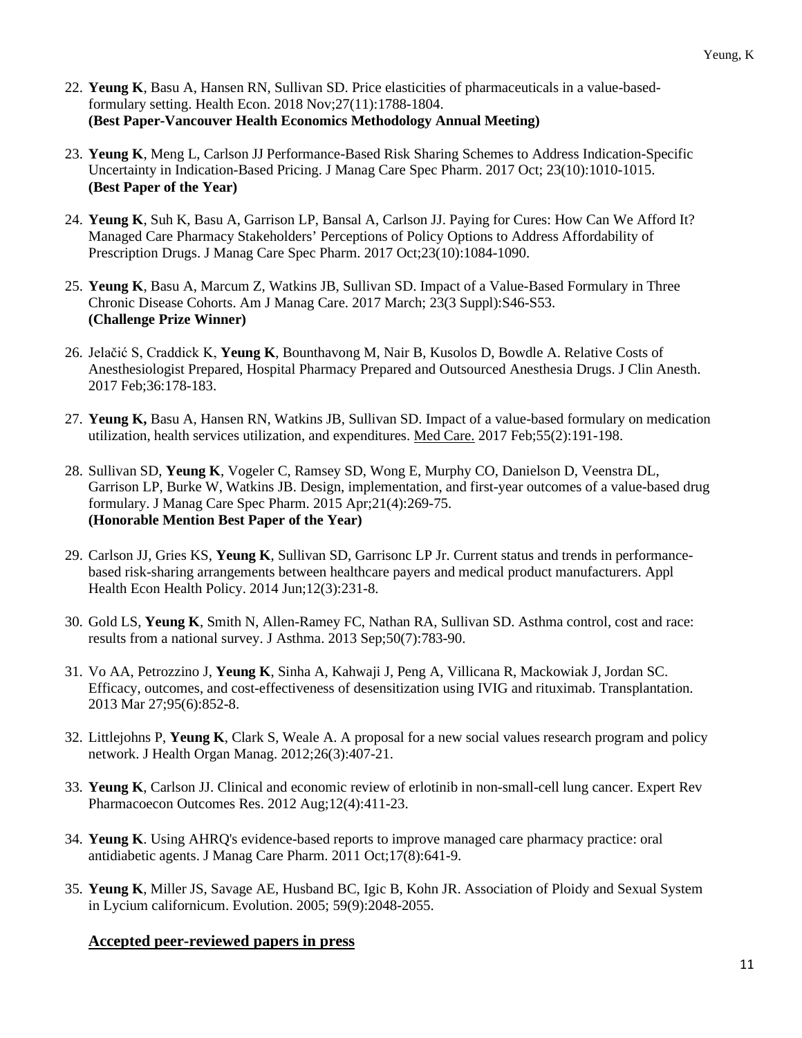22. **Yeung K**, Basu A, Hansen RN, Sullivan SD. Price elasticities of pharmaceuticals in a value-based-formulary setting. Health Econ. 2018 Nov;27(11):1788-1804.
**(Best Paper-Vancouver Health Economics Methodology Annual Meeting)**

23. **Yeung K**, Meng L, Carlson JJ Performance-Based Risk Sharing Schemes to Address Indication-Specific Uncertainty in Indication-Based Pricing. J Manag Care Spec Pharm. 2017 Oct; 23(10):1010-1015.
**(Best Paper of the Year)**

24. **Yeung K**, Suh K, Basu A, Garrison LP, Bansal A, Carlson JJ. Paying for Cures: How Can We Afford It? Managed Care Pharmacy Stakeholders' Perceptions of Policy Options to Address Affordability of Prescription Drugs. J Manag Care Spec Pharm. 2017 Oct;23(10):1084-1090.

25. **Yeung K**, Basu A, Marcum Z, Watkins JB, Sullivan SD. Impact of a Value-Based Formulary in Three Chronic Disease Cohorts. Am J Manag Care. 2017 March; 23(3 Suppl):S46-S53.
**(Challenge Prize Winner)**

26. Jelačić S, Craddick K, **Yeung K**, Bounthavong M, Nair B, Kusolos D, Bowdle A. Relative Costs of Anesthesiologist Prepared, Hospital Pharmacy Prepared and Outsourced Anesthesia Drugs. J Clin Anesth. 2017 Feb;36:178-183.

27. **Yeung K,** Basu A, Hansen RN, Watkins JB, Sullivan SD. Impact of a value-based formulary on medication utilization, health services utilization, and expenditures. Med Care. 2017 Feb;55(2):191-198.

28. Sullivan SD, **Yeung K**, Vogeler C, Ramsey SD, Wong E, Murphy CO, Danielson D, Veenstra DL, Garrison LP, Burke W, Watkins JB. Design, implementation, and first-year outcomes of a value-based drug formulary. J Manag Care Spec Pharm. 2015 Apr;21(4):269-75.
**(Honorable Mention Best Paper of the Year)**

29. Carlson JJ, Gries KS, **Yeung K**, Sullivan SD, Garrisonc LP Jr. Current status and trends in performance-based risk-sharing arrangements between healthcare payers and medical product manufacturers. Appl Health Econ Health Policy. 2014 Jun;12(3):231-8.

30. Gold LS, **Yeung K**, Smith N, Allen-Ramey FC, Nathan RA, Sullivan SD. Asthma control, cost and race: results from a national survey. J Asthma. 2013 Sep;50(7):783-90.

31. Vo AA, Petrozzino J, **Yeung K**, Sinha A, Kahwaji J, Peng A, Villicana R, Mackowiak J, Jordan SC. Efficacy, outcomes, and cost-effectiveness of desensitization using IVIG and rituximab. Transplantation. 2013 Mar 27;95(6):852-8.

32. Littlejohns P, **Yeung K**, Clark S, Weale A. A proposal for a new social values research program and policy network. J Health Organ Manag. 2012;26(3):407-21.

33. **Yeung K**, Carlson JJ. Clinical and economic review of erlotinib in non-small-cell lung cancer. Expert Rev Pharmacoecon Outcomes Res. 2012 Aug;12(4):411-23.

34. **Yeung K**. Using AHRQ's evidence-based reports to improve managed care pharmacy practice: oral antidiabetic agents. J Manag Care Pharm. 2011 Oct;17(8):641-9.

35. **Yeung K**, Miller JS, Savage AE, Husband BC, Igic B, Kohn JR. Association of Ploidy and Sexual System in Lycium californicum. Evolution. 2005; 59(9):2048-2055.

**Accepted peer-reviewed papers in press**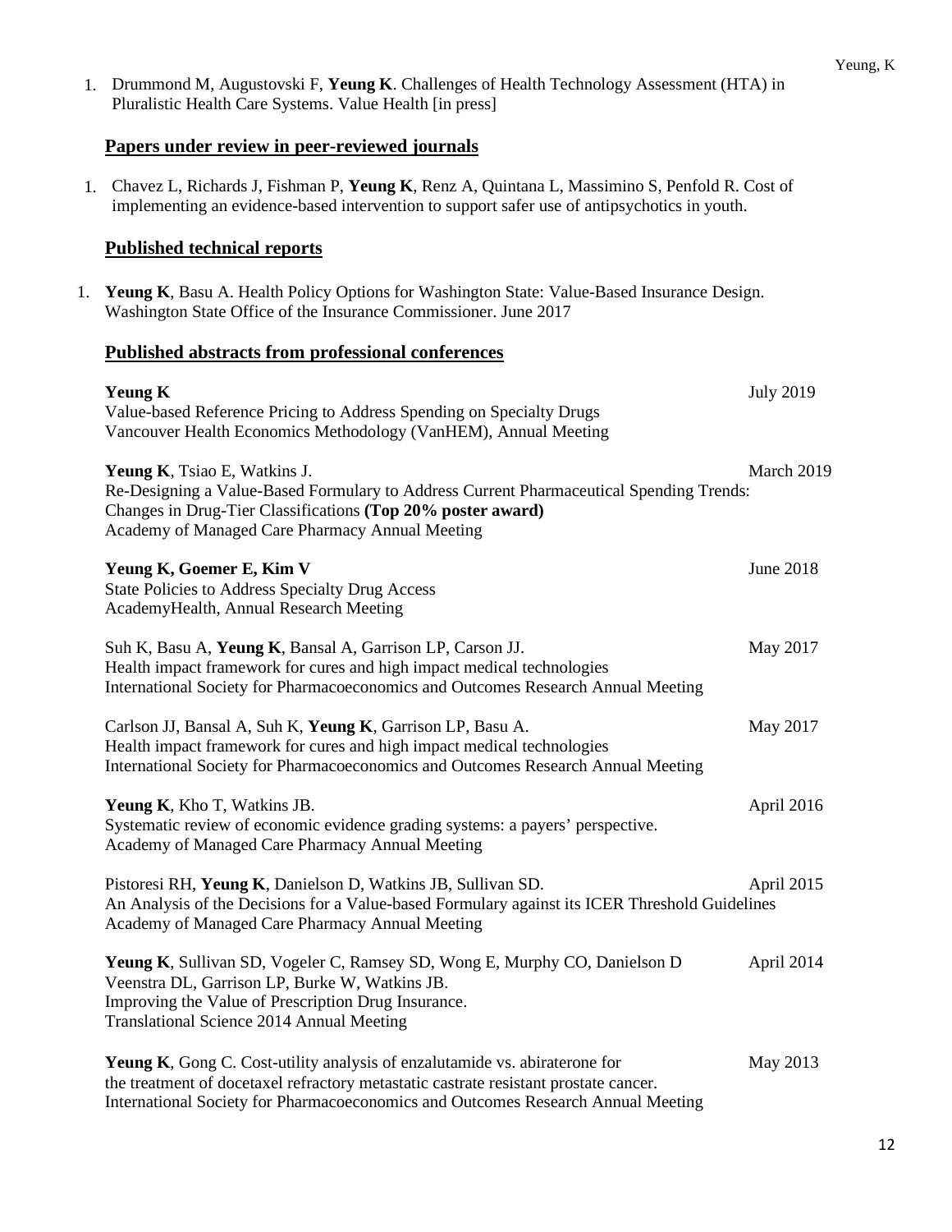1. Drummond M, Augustovski F, **Yeung K**. Challenges of Health Technology Assessment (HTA) in Pluralistic Health Care Systems. Value Health [in press]

## Papers under review in peer-reviewed journals

1. Chavez L, Richards J, Fishman P, **Yeung K**, Renz A, Quintana L, Massimino S, Penfold R. Cost of implementing an evidence-based intervention to support safer use of antipsychotics in youth.

## Published technical reports

1. **Yeung K**, Basu A. Health Policy Options for Washington State: Value-Based Insurance Design. Washington State Office of the Insurance Commissioner. June 2017

## Published abstracts from professional conferences

**Yeung K** — July 2019
Value-based Reference Pricing to Address Spending on Specialty Drugs
Vancouver Health Economics Methodology (VanHEM), Annual Meeting

**Yeung K**, Tsiao E, Watkins J. — March 2019
Re-Designing a Value-Based Formulary to Address Current Pharmaceutical Spending Trends: Changes in Drug-Tier Classifications **(Top 20% poster award)**
Academy of Managed Care Pharmacy Annual Meeting

**Yeung K, Goemer E, Kim V** — June 2018
State Policies to Address Specialty Drug Access
AcademyHealth, Annual Research Meeting

Suh K, Basu A, **Yeung K**, Bansal A, Garrison LP, Carson JJ. — May 2017
Health impact framework for cures and high impact medical technologies
International Society for Pharmacoeconomics and Outcomes Research Annual Meeting

Carlson JJ, Bansal A, Suh K, **Yeung K**, Garrison LP, Basu A. — May 2017
Health impact framework for cures and high impact medical technologies
International Society for Pharmacoeconomics and Outcomes Research Annual Meeting

**Yeung K**, Kho T, Watkins JB. — April 2016
Systematic review of economic evidence grading systems: a payers' perspective.
Academy of Managed Care Pharmacy Annual Meeting

Pistoresi RH, **Yeung K**, Danielson D, Watkins JB, Sullivan SD. — April 2015
An Analysis of the Decisions for a Value-based Formulary against its ICER Threshold Guidelines
Academy of Managed Care Pharmacy Annual Meeting

**Yeung K**, Sullivan SD, Vogeler C, Ramsey SD, Wong E, Murphy CO, Danielson D Veenstra DL, Garrison LP, Burke W, Watkins JB. — April 2014
Improving the Value of Prescription Drug Insurance.
Translational Science 2014 Annual Meeting

**Yeung K**, Gong C. Cost-utility analysis of enzalutamide vs. abiraterone for the treatment of docetaxel refractory metastatic castrate resistant prostate cancer. — May 2013
International Society for Pharmacoeconomics and Outcomes Research Annual Meeting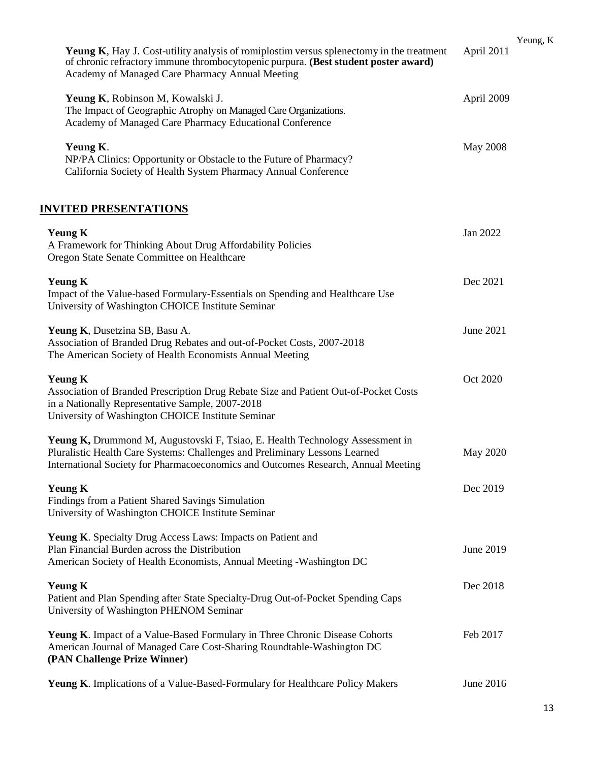**Yeung K**, Hay J. Cost-utility analysis of romiplostim versus splenectomy in the treatment of chronic refractory immune thrombocytopenic purpura. **(Best student poster award)** Academy of Managed Care Pharmacy Annual Meeting — April 2011

**Yeung K**, Robinson M, Kowalski J.
The Impact of Geographic Atrophy on Managed Care Organizations.
Academy of Managed Care Pharmacy Educational Conference — April 2009

**Yeung K**.
NP/PA Clinics: Opportunity or Obstacle to the Future of Pharmacy?
California Society of Health System Pharmacy Annual Conference — May 2008

## INVITED PRESENTATIONS

**Yeung K**
A Framework for Thinking About Drug Affordability Policies
Oregon State Senate Committee on Healthcare — Jan 2022

**Yeung K**
Impact of the Value-based Formulary-Essentials on Spending and Healthcare Use
University of Washington CHOICE Institute Seminar — Dec 2021

**Yeung K**, Dusetzina SB, Basu A.
Association of Branded Drug Rebates and out-of-Pocket Costs, 2007-2018
The American Society of Health Economists Annual Meeting — June 2021

**Yeung K**
Association of Branded Prescription Drug Rebate Size and Patient Out-of-Pocket Costs in a Nationally Representative Sample, 2007-2018
University of Washington CHOICE Institute Seminar — Oct 2020

**Yeung K,** Drummond M, Augustovski F, Tsiao, E. Health Technology Assessment in Pluralistic Health Care Systems: Challenges and Preliminary Lessons Learned
International Society for Pharmacoeconomics and Outcomes Research, Annual Meeting — May 2020

**Yeung K**
Findings from a Patient Shared Savings Simulation
University of Washington CHOICE Institute Seminar — Dec 2019

**Yeung K**. Specialty Drug Access Laws: Impacts on Patient and Plan Financial Burden across the Distribution
American Society of Health Economists, Annual Meeting -Washington DC — June 2019

**Yeung K**
Patient and Plan Spending after State Specialty-Drug Out-of-Pocket Spending Caps
University of Washington PHENOM Seminar — Dec 2018

**Yeung K**. Impact of a Value-Based Formulary in Three Chronic Disease Cohorts
American Journal of Managed Care Cost-Sharing Roundtable-Washington DC
**(PAN Challenge Prize Winner)** — Feb 2017

**Yeung K**. Implications of a Value-Based-Formulary for Healthcare Policy Makers — June 2016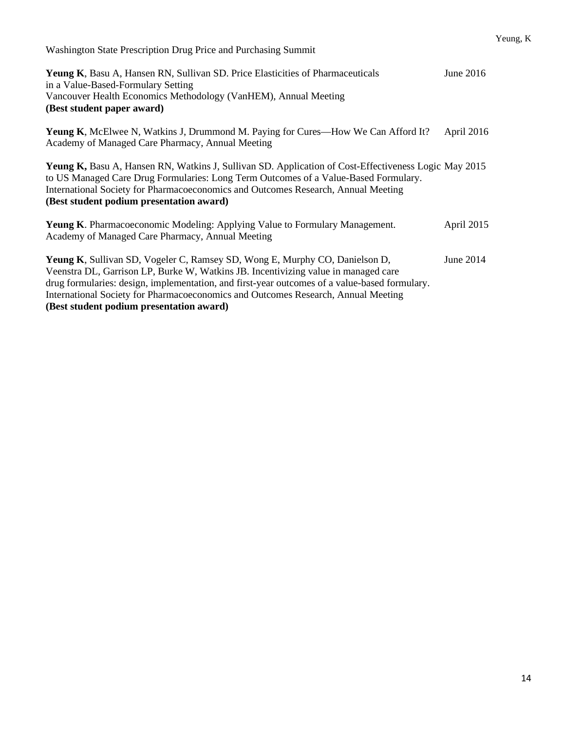Washington State Prescription Drug Price and Purchasing Summit

**Yeung K**, Basu A, Hansen RN, Sullivan SD. Price Elasticities of Pharmaceuticals in a Value-Based-Formulary Setting — June 2016
Vancouver Health Economics Methodology (VanHEM), Annual Meeting
**(Best student paper award)**

**Yeung K**, McElwee N, Watkins J, Drummond M. Paying for Cures—How We Can Afford It? — April 2016
Academy of Managed Care Pharmacy, Annual Meeting

**Yeung K,** Basu A, Hansen RN, Watkins J, Sullivan SD. Application of Cost-Effectiveness Logic to US Managed Care Drug Formularies: Long Term Outcomes of a Value-Based Formulary. — May 2015
International Society for Pharmacoeconomics and Outcomes Research, Annual Meeting
**(Best student podium presentation award)**

**Yeung K**. Pharmacoeconomic Modeling: Applying Value to Formulary Management. — April 2015
Academy of Managed Care Pharmacy, Annual Meeting

**Yeung K**, Sullivan SD, Vogeler C, Ramsey SD, Wong E, Murphy CO, Danielson D, Veenstra DL, Garrison LP, Burke W, Watkins JB. Incentivizing value in managed care drug formularies: design, implementation, and first-year outcomes of a value-based formulary. — June 2014
International Society for Pharmacoeconomics and Outcomes Research, Annual Meeting
**(Best student podium presentation award)**